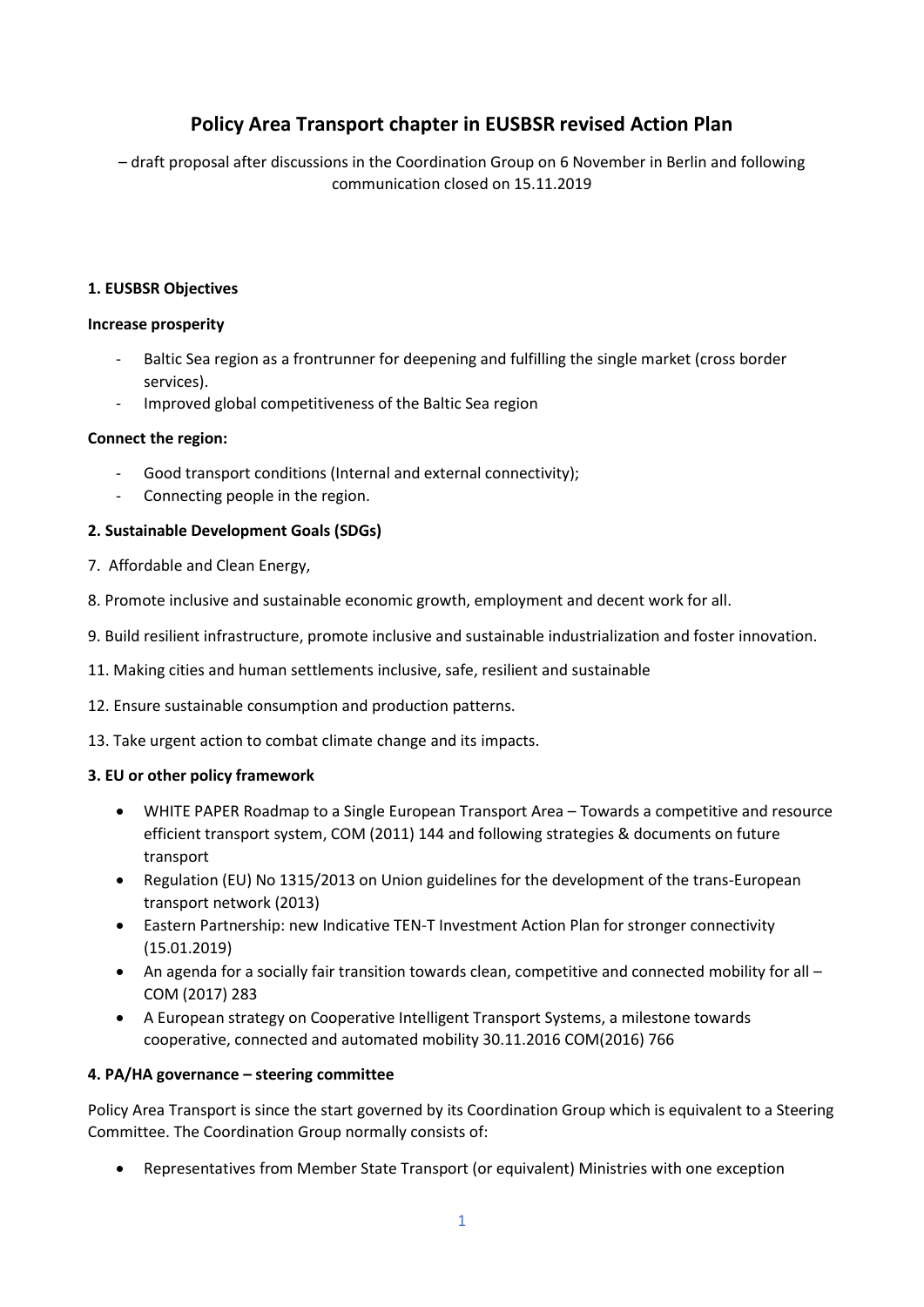# Policy Area Transport chapter in EUSBSR revised Action Plan

– draft proposal after discussions in the Coordination Group on 6 November in Berlin and following communication closed on 15.11.2019

## 1. EUSBSR Objectives

**Increase prosperity**

- Baltic Sea region as a frontrunner for deepening and fulfilling the single market (cross border services).
- Improved global competitiveness of the Baltic Sea region

**Connect the region:**

- Good transport conditions (Internal and external connectivity);
- Connecting people in the region.

## 2. Sustainable Development Goals (SDGs)

7. Affordable and Clean Energy,

8. Promote inclusive and sustainable economic growth, employment and decent work for all.

9. Build resilient infrastructure, promote inclusive and sustainable industrialization and foster innovation.

11. Making cities and human settlements inclusive, safe, resilient and sustainable

12. Ensure sustainable consumption and production patterns.

13. Take urgent action to combat climate change and its impacts.

## 3. EU or other policy framework

- WHITE PAPER Roadmap to a Single European Transport Area – Towards a competitive and resource efficient transport system, COM (2011) 144 and following strategies & documents on future transport
- Regulation (EU) No 1315/2013 on Union guidelines for the development of the trans-European transport network (2013)
- Eastern Partnership: new Indicative TEN-T Investment Action Plan for stronger connectivity (15.01.2019)
- An agenda for a socially fair transition towards clean, competitive and connected mobility for all – COM (2017) 283
- A European strategy on Cooperative Intelligent Transport Systems, a milestone towards cooperative, connected and automated mobility 30.11.2016 COM(2016) 766

## 4. PA/HA governance – steering committee

Policy Area Transport is since the start governed by its Coordination Group which is equivalent to a Steering Committee. The Coordination Group normally consists of:

- Representatives from Member State Transport (or equivalent) Ministries with one exception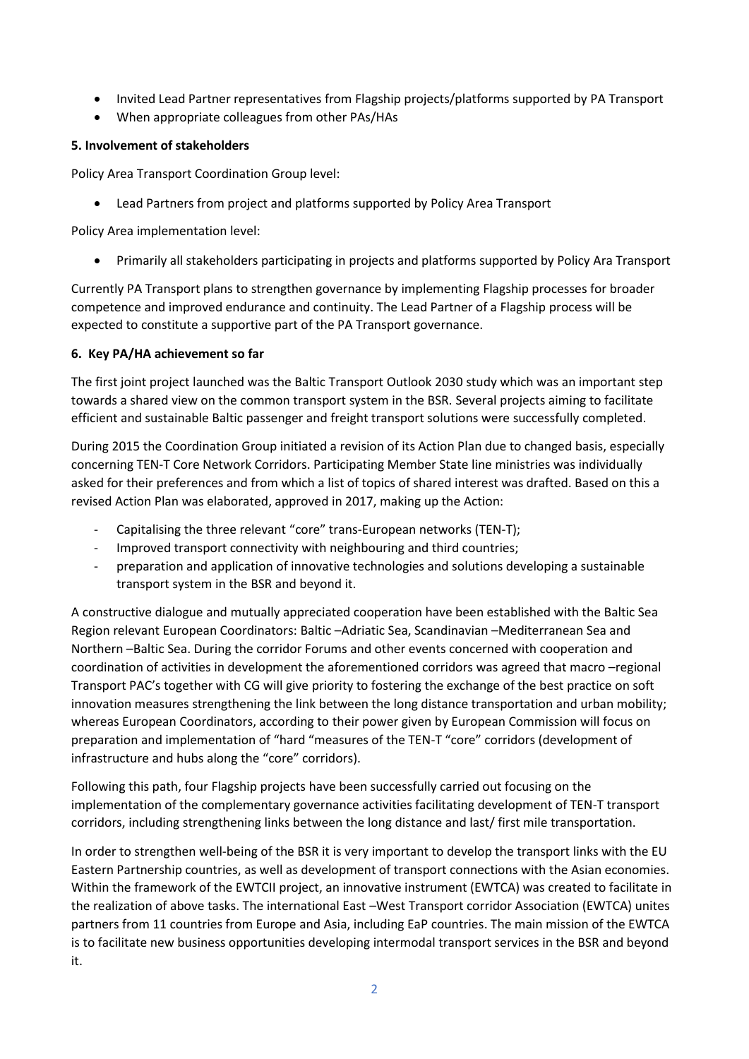- Invited Lead Partner representatives from Flagship projects/platforms supported by PA Transport
- When appropriate colleagues from other PAs/HAs

### 5. Involvement of stakeholders

Policy Area Transport Coordination Group level:

- Lead Partners from project and platforms supported by Policy Area Transport

Policy Area implementation level:

- Primarily all stakeholders participating in projects and platforms supported by Policy Ara Transport

Currently PA Transport plans to strengthen governance by implementing Flagship processes for broader competence and improved endurance and continuity. The Lead Partner of a Flagship process will be expected to constitute a supportive part of the PA Transport governance.

### 6. Key PA/HA achievement so far

The first joint project launched was the Baltic Transport Outlook 2030 study which was an important step towards a shared view on the common transport system in the BSR. Several projects aiming to facilitate efficient and sustainable Baltic passenger and freight transport solutions were successfully completed.

During 2015 the Coordination Group initiated a revision of its Action Plan due to changed basis, especially concerning TEN-T Core Network Corridors. Participating Member State line ministries was individually asked for their preferences and from which a list of topics of shared interest was drafted. Based on this a revised Action Plan was elaborated, approved in 2017, making up the Action:

- Capitalising the three relevant "core" trans-European networks (TEN-T);
- Improved transport connectivity with neighbouring and third countries;
- preparation and application of innovative technologies and solutions developing a sustainable transport system in the BSR and beyond it.

A constructive dialogue and mutually appreciated cooperation have been established with the Baltic Sea Region relevant European Coordinators: Baltic –Adriatic Sea, Scandinavian –Mediterranean Sea and Northern –Baltic Sea. During the corridor Forums and other events concerned with cooperation and coordination of activities in development the aforementioned corridors was agreed that macro –regional Transport PAC's together with CG will give priority to fostering the exchange of the best practice on soft innovation measures strengthening the link between the long distance transportation and urban mobility; whereas European Coordinators, according to their power given by European Commission will focus on preparation and implementation of "hard "measures of the TEN-T "core" corridors (development of infrastructure and hubs along the "core" corridors).

Following this path, four Flagship projects have been successfully carried out focusing on the implementation of the complementary governance activities facilitating development of TEN-T transport corridors, including strengthening links between the long distance and last/ first mile transportation.

In order to strengthen well-being of the BSR it is very important to develop the transport links with the EU Eastern Partnership countries, as well as development of transport connections with the Asian economies. Within the framework of the EWTCII project, an innovative instrument (EWTCA) was created to facilitate in the realization of above tasks. The international East –West Transport corridor Association (EWTCA) unites partners from 11 countries from Europe and Asia, including EaP countries. The main mission of the EWTCA is to facilitate new business opportunities developing intermodal transport services in the BSR and beyond it.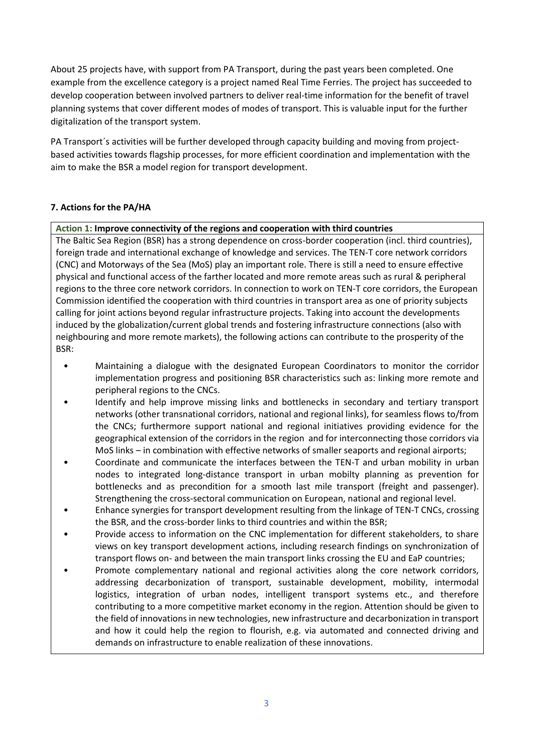About 25 projects have, with support from PA Transport, during the past years been completed. One example from the excellence category is a project named Real Time Ferries. The project has succeeded to develop cooperation between involved partners to deliver real-time information for the benefit of travel planning systems that cover different modes of modes of transport. This is valuable input for the further digitalization of the transport system.

PA Transport´s activities will be further developed through capacity building and moving from project-based activities towards flagship processes, for more efficient coordination and implementation with the aim to make the BSR a model region for transport development.

**7. Actions for the PA/HA**

**Action 1: Improve connectivity of the regions and cooperation with third countries**

The Baltic Sea Region (BSR) has a strong dependence on cross-border cooperation (incl. third countries), foreign trade and international exchange of knowledge and services. The TEN-T core network corridors (CNC) and Motorways of the Sea (MoS) play an important role. There is still a need to ensure effective physical and functional access of the farther located and more remote areas such as rural & peripheral regions to the three core network corridors. In connection to work on TEN-T core corridors, the European Commission identified the cooperation with third countries in transport area as one of priority subjects calling for joint actions beyond regular infrastructure projects. Taking into account the developments induced by the globalization/current global trends and fostering infrastructure connections (also with neighbouring and more remote markets), the following actions can contribute to the prosperity of the BSR:

- Maintaining a dialogue with the designated European Coordinators to monitor the corridor implementation progress and positioning BSR characteristics such as: linking more remote and peripheral regions to the CNCs.
- Identify and help improve missing links and bottlenecks in secondary and tertiary transport networks (other transnational corridors, national and regional links), for seamless flows to/from the CNCs; furthermore support national and regional initiatives providing evidence for the geographical extension of the corridors in the region and for interconnecting those corridors via MoS links – in combination with effective networks of smaller seaports and regional airports;
- Coordinate and communicate the interfaces between the TEN-T and urban mobility in urban nodes to integrated long-distance transport in urban mobilty planning as prevention for bottlenecks and as precondition for a smooth last mile transport (freight and passenger). Strengthening the cross-sectoral communication on European, national and regional level.
- Enhance synergies for transport development resulting from the linkage of TEN-T CNCs, crossing the BSR, and the cross-border links to third countries and within the BSR;
- Provide access to information on the CNC implementation for different stakeholders, to share views on key transport development actions, including research findings on synchronization of transport flows on- and between the main transport links crossing the EU and EaP countries;
- Promote complementary national and regional activities along the core network corridors, addressing decarbonization of transport, sustainable development, mobility, intermodal logistics, integration of urban nodes, intelligent transport systems etc., and therefore contributing to a more competitive market economy in the region. Attention should be given to the field of innovations in new technologies, new infrastructure and decarbonization in transport and how it could help the region to flourish, e.g. via automated and connected driving and demands on infrastructure to enable realization of these innovations.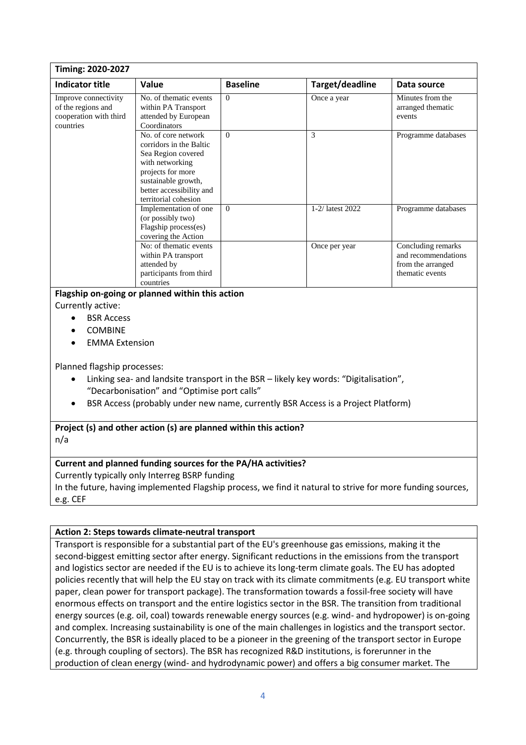| Timing: 2020-2027 | | | | |
|---|---|---|---|---|
| **Indicator title** | **Value** | **Baseline** | **Target/deadline** | **Data source** |
| Improve connectivity of the regions and cooperation with third countries | No. of thematic events within PA Transport attended by European Coordinators | 0 | Once a year | Minutes from the arranged thematic events |
| | No. of core network corridors in the Baltic Sea Region covered with networking projects for more sustainable growth, better accessibility and territorial cohesion | 0 | 3 | Programme databases |
| | Implementation of one (or possibly two) Flagship process(es) covering the Action | 0 | 1-2/ latest 2022 | Programme databases |
| | No: of thematic events within PA transport attended by participants from third countries | | Once per year | Concluding remarks and recommendations from the arranged thematic events |

**Flagship on-going or planned within this action**

Currently active:

- BSR Access
- COMBINE
- EMMA Extension

Planned flagship processes:

- Linking sea- and landsite transport in the BSR – likely key words: "Digitalisation", "Decarbonisation" and "Optimise port calls"
- BSR Access (probably under new name, currently BSR Access is a Project Platform)

**Project (s) and other action (s) are planned within this action?**

n/a

**Current and planned funding sources for the PA/HA activities?**

Currently typically only Interreg BSRP funding

In the future, having implemented Flagship process, we find it natural to strive for more funding sources, e.g. CEF

**Action 2: Steps towards climate-neutral transport**

Transport is responsible for a substantial part of the EU's greenhouse gas emissions, making it the second-biggest emitting sector after energy. Significant reductions in the emissions from the transport and logistics sector are needed if the EU is to achieve its long-term climate goals. The EU has adopted policies recently that will help the EU stay on track with its climate commitments (e.g. EU transport white paper, clean power for transport package). The transformation towards a fossil-free society will have enormous effects on transport and the entire logistics sector in the BSR. The transition from traditional energy sources (e.g. oil, coal) towards renewable energy sources (e.g. wind- and hydropower) is on-going and complex. Increasing sustainability is one of the main challenges in logistics and the transport sector. Concurrently, the BSR is ideally placed to be a pioneer in the greening of the transport sector in Europe (e.g. through coupling of sectors). The BSR has recognized R&D institutions, is forerunner in the production of clean energy (wind- and hydrodynamic power) and offers a big consumer market. The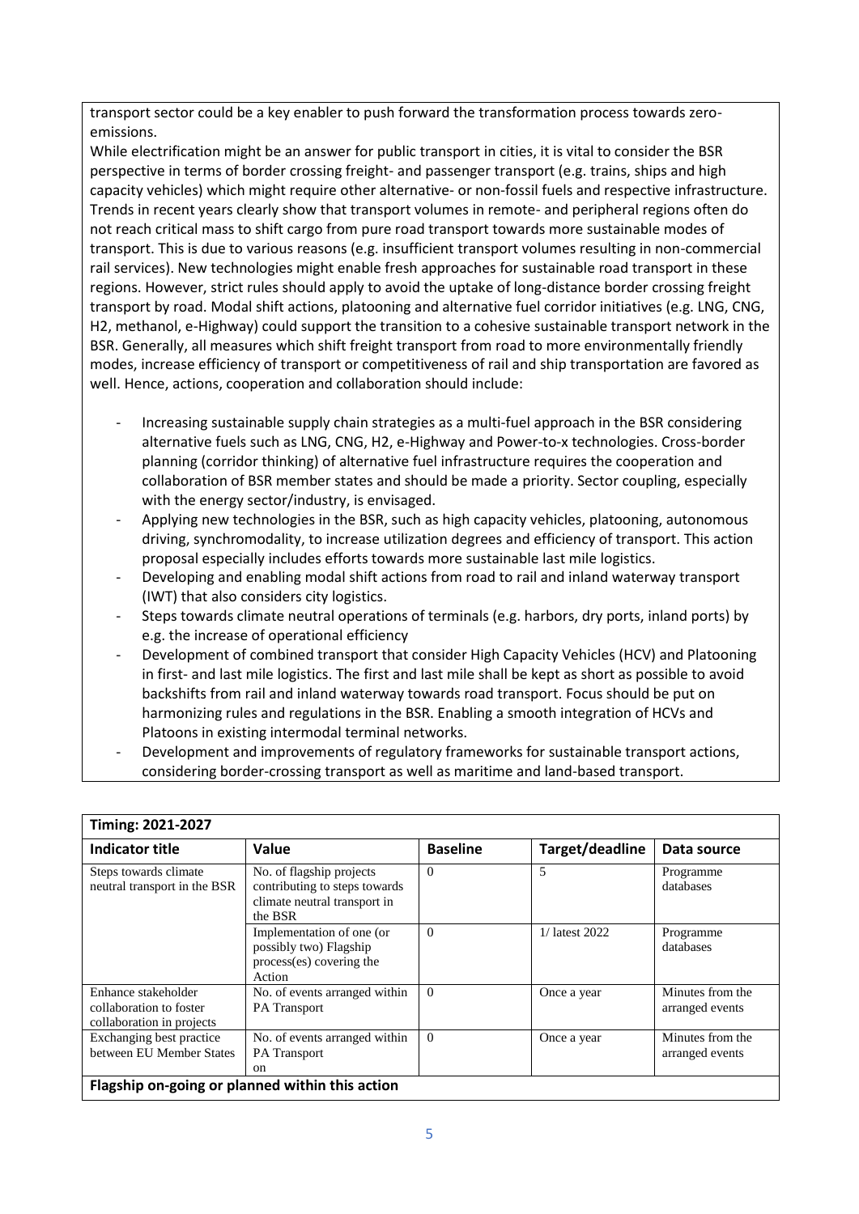transport sector could be a key enabler to push forward the transformation process towards zero-emissions.

While electrification might be an answer for public transport in cities, it is vital to consider the BSR perspective in terms of border crossing freight- and passenger transport (e.g. trains, ships and high capacity vehicles) which might require other alternative- or non-fossil fuels and respective infrastructure. Trends in recent years clearly show that transport volumes in remote- and peripheral regions often do not reach critical mass to shift cargo from pure road transport towards more sustainable modes of transport. This is due to various reasons (e.g. insufficient transport volumes resulting in non-commercial rail services). New technologies might enable fresh approaches for sustainable road transport in these regions. However, strict rules should apply to avoid the uptake of long-distance border crossing freight transport by road. Modal shift actions, platooning and alternative fuel corridor initiatives (e.g. LNG, CNG, H2, methanol, e-Highway) could support the transition to a cohesive sustainable transport network in the BSR. Generally, all measures which shift freight transport from road to more environmentally friendly modes, increase efficiency of transport or competitiveness of rail and ship transportation are favored as well. Hence, actions, cooperation and collaboration should include:

- Increasing sustainable supply chain strategies as a multi-fuel approach in the BSR considering alternative fuels such as LNG, CNG, H2, e-Highway and Power-to-x technologies. Cross-border planning (corridor thinking) of alternative fuel infrastructure requires the cooperation and collaboration of BSR member states and should be made a priority. Sector coupling, especially with the energy sector/industry, is envisaged.
- Applying new technologies in the BSR, such as high capacity vehicles, platooning, autonomous driving, synchromodality, to increase utilization degrees and efficiency of transport. This action proposal especially includes efforts towards more sustainable last mile logistics.
- Developing and enabling modal shift actions from road to rail and inland waterway transport (IWT) that also considers city logistics.
- Steps towards climate neutral operations of terminals (e.g. harbors, dry ports, inland ports) by e.g. the increase of operational efficiency
- Development of combined transport that consider High Capacity Vehicles (HCV) and Platooning in first- and last mile logistics. The first and last mile shall be kept as short as possible to avoid backshifts from rail and inland waterway towards road transport. Focus should be put on harmonizing rules and regulations in the BSR. Enabling a smooth integration of HCVs and Platoons in existing intermodal terminal networks.
- Development and improvements of regulatory frameworks for sustainable transport actions, considering border-crossing transport as well as maritime and land-based transport.

**Timing: 2021-2027**

| Indicator title | Value | Baseline | Target/deadline | Data source |
|---|---|---|---|---|
| Steps towards climate neutral transport in the BSR | No. of flagship projects contributing to steps towards climate neutral transport in the BSR | 0 | 5 | Programme databases |
| | Implementation of one (or possibly two) Flagship process(es) covering the Action | 0 | 1/ latest 2022 | Programme databases |
| Enhance stakeholder collaboration to foster collaboration in projects | No. of events arranged within PA Transport | 0 | Once a year | Minutes from the arranged events |
| Exchanging best practice between EU Member States | No. of events arranged within PA Transport on | 0 | Once a year | Minutes from the arranged events |

**Flagship on-going or planned within this action**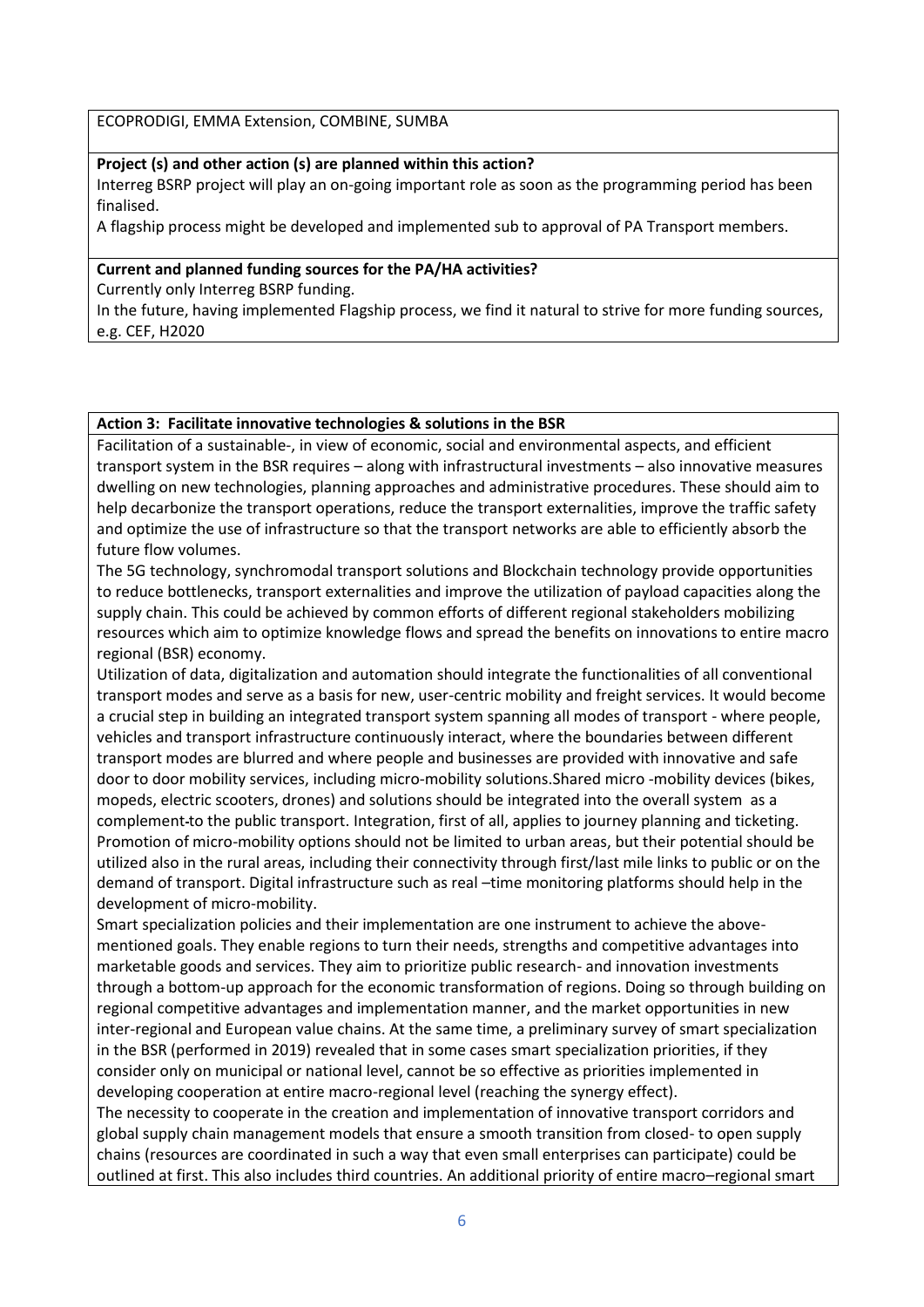ECOPRODIGI, EMMA Extension, COMBINE, SUMBA

**Project (s) and other action (s) are planned within this action?**

Interreg BSRP project will play an on-going important role as soon as the programming period has been finalised.

A flagship process might be developed and implemented sub to approval of PA Transport members.

**Current and planned funding sources for the PA/HA activities?**

Currently only Interreg BSRP funding.

In the future, having implemented Flagship process, we find it natural to strive for more funding sources, e.g. CEF, H2020

**Action 3: Facilitate innovative technologies & solutions in the BSR**

Facilitation of a sustainable-, in view of economic, social and environmental aspects, and efficient transport system in the BSR requires – along with infrastructural investments – also innovative measures dwelling on new technologies, planning approaches and administrative procedures. These should aim to help decarbonize the transport operations, reduce the transport externalities, improve the traffic safety and optimize the use of infrastructure so that the transport networks are able to efficiently absorb the future flow volumes.

The 5G technology, synchromodal transport solutions and Blockchain technology provide opportunities to reduce bottlenecks, transport externalities and improve the utilization of payload capacities along the supply chain. This could be achieved by common efforts of different regional stakeholders mobilizing resources which aim to optimize knowledge flows and spread the benefits on innovations to entire macro regional (BSR) economy.

Utilization of data, digitalization and automation should integrate the functionalities of all conventional transport modes and serve as a basis for new, user-centric mobility and freight services. It would become a crucial step in building an integrated transport system spanning all modes of transport - where people, vehicles and transport infrastructure continuously interact, where the boundaries between different transport modes are blurred and where people and businesses are provided with innovative and safe door to door mobility services, including micro-mobility solutions.Shared micro -mobility devices (bikes, mopeds, electric scooters, drones) and solutions should be integrated into the overall system as a complement to the public transport. Integration, first of all, applies to journey planning and ticketing. Promotion of micro-mobility options should not be limited to urban areas, but their potential should be utilized also in the rural areas, including their connectivity through first/last mile links to public or on the demand of transport. Digital infrastructure such as real –time monitoring platforms should help in the development of micro-mobility.

Smart specialization policies and their implementation are one instrument to achieve the above-mentioned goals. They enable regions to turn their needs, strengths and competitive advantages into marketable goods and services. They aim to prioritize public research- and innovation investments through a bottom-up approach for the economic transformation of regions. Doing so through building on regional competitive advantages and implementation manner, and the market opportunities in new inter-regional and European value chains. At the same time, a preliminary survey of smart specialization in the BSR (performed in 2019) revealed that in some cases smart specialization priorities, if they consider only on municipal or national level, cannot be so effective as priorities implemented in developing cooperation at entire macro-regional level (reaching the synergy effect).

The necessity to cooperate in the creation and implementation of innovative transport corridors and global supply chain management models that ensure a smooth transition from closed- to open supply chains (resources are coordinated in such a way that even small enterprises can participate) could be outlined at first. This also includes third countries. An additional priority of entire macro–regional smart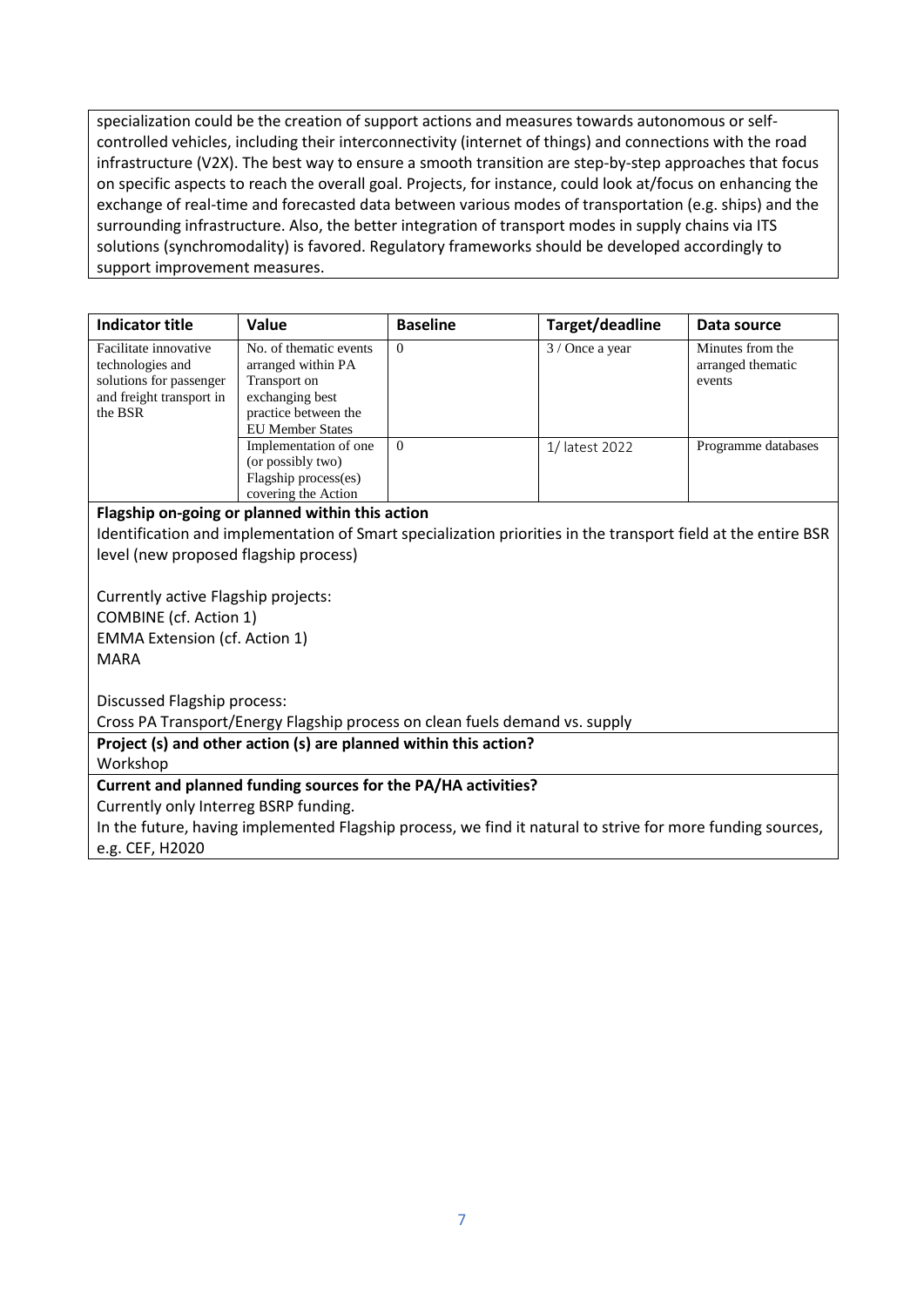specialization could be the creation of support actions and measures towards autonomous or self-controlled vehicles, including their interconnectivity (internet of things) and connections with the road infrastructure (V2X). The best way to ensure a smooth transition are step-by-step approaches that focus on specific aspects to reach the overall goal. Projects, for instance, could look at/focus on enhancing the exchange of real-time and forecasted data between various modes of transportation (e.g. ships) and the surrounding infrastructure. Also, the better integration of transport modes in supply chains via ITS solutions (synchromodality) is favored. Regulatory frameworks should be developed accordingly to support improvement measures.

| Indicator title | Value | Baseline | Target/deadline | Data source |
|---|---|---|---|---|
| Facilitate innovative technologies and solutions for passenger and freight transport in the BSR | No. of thematic events arranged within PA Transport on exchanging best practice between the EU Member States | 0 | 3 / Once a year | Minutes from the arranged thematic events |
| | Implementation of one (or possibly two) Flagship process(es) covering the Action | 0 | 1/ latest 2022 | Programme databases |

**Flagship on-going or planned within this action**

Identification and implementation of Smart specialization priorities in the transport field at the entire BSR level (new proposed flagship process)

Currently active Flagship projects:
COMBINE (cf. Action 1)
EMMA Extension (cf. Action 1)
MARA

Discussed Flagship process:
Cross PA Transport/Energy Flagship process on clean fuels demand vs. supply

**Project (s) and other action (s) are planned within this action?**

Workshop

**Current and planned funding sources for the PA/HA activities?**

Currently only Interreg BSRP funding.
In the future, having implemented Flagship process, we find it natural to strive for more funding sources, e.g. CEF, H2020